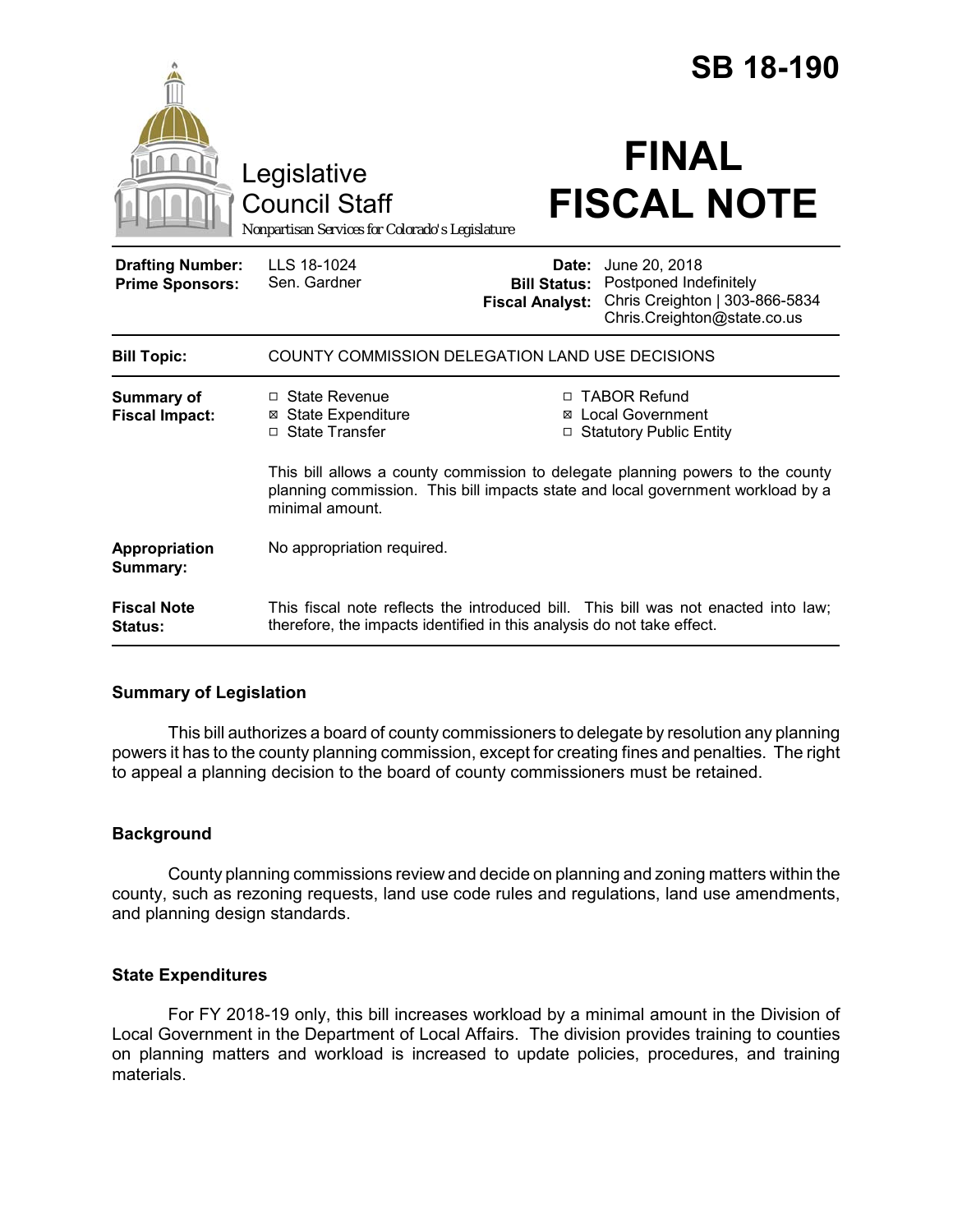# SB 18-190

Legislative Council Staff

*Nonpartisan Services for Colorado's Legislature*

# FINAL FISCAL NOTE

| | | | |
|---|---|---|---|
| **Drafting Number:** | LLS 18-1024 | **Date:** | June 20, 2018 |
| **Prime Sponsors:** | Sen. Gardner | **Bill Status:** | Postponed Indefinitely |
| | | **Fiscal Analyst:** | Chris Creighton \| 303-866-5834 Chris.Creighton@state.co.us |

| | |
|---|---|
| **Bill Topic:** | COUNTY COMMISSION DELEGATION LAND USE DECISIONS |
| **Summary of Fiscal Impact:** | ☐ State Revenue<br>☒ State Expenditure<br>☐ State Transfer<br>☐ TABOR Refund<br>☒ Local Government<br>☐ Statutory Public Entity<br><br>This bill allows a county commission to delegate planning powers to the county planning commission. This bill impacts state and local government workload by a minimal amount. |
| **Appropriation Summary:** | No appropriation required. |
| **Fiscal Note Status:** | This fiscal note reflects the introduced bill. This bill was not enacted into law; therefore, the impacts identified in this analysis do not take effect. |

## Summary of Legislation

This bill authorizes a board of county commissioners to delegate by resolution any planning powers it has to the county planning commission, except for creating fines and penalties. The right to appeal a planning decision to the board of county commissioners must be retained.

## Background

County planning commissions review and decide on planning and zoning matters within the county, such as rezoning requests, land use code rules and regulations, land use amendments, and planning design standards.

## State Expenditures

For FY 2018-19 only, this bill increases workload by a minimal amount in the Division of Local Government in the Department of Local Affairs. The division provides training to counties on planning matters and workload is increased to update policies, procedures, and training materials.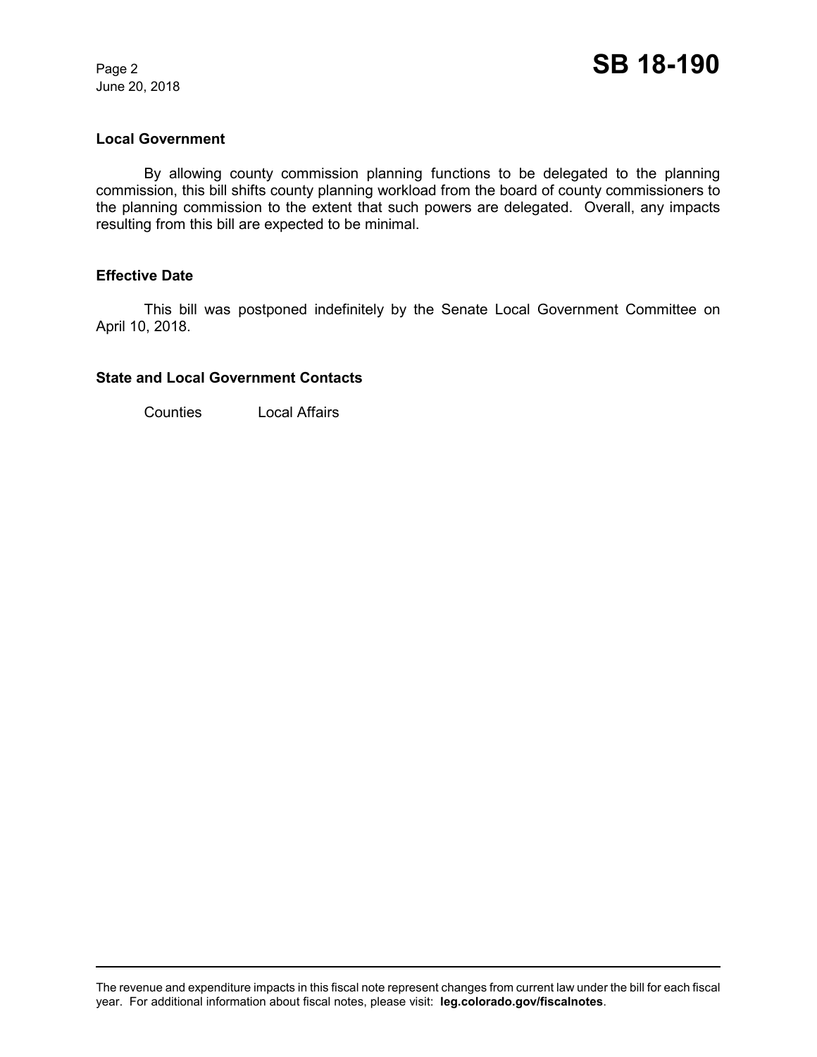### Local Government

By allowing county commission planning functions to be delegated to the planning commission, this bill shifts county planning workload from the board of county commissioners to the planning commission to the extent that such powers are delegated. Overall, any impacts resulting from this bill are expected to be minimal.

### Effective Date

This bill was postponed indefinitely by the Senate Local Government Committee on April 10, 2018.

### State and Local Government Contacts

Counties Local Affairs

The revenue and expenditure impacts in this fiscal note represent changes from current law under the bill for each fiscal year. For additional information about fiscal notes, please visit: **leg.colorado.gov/fiscalnotes**.